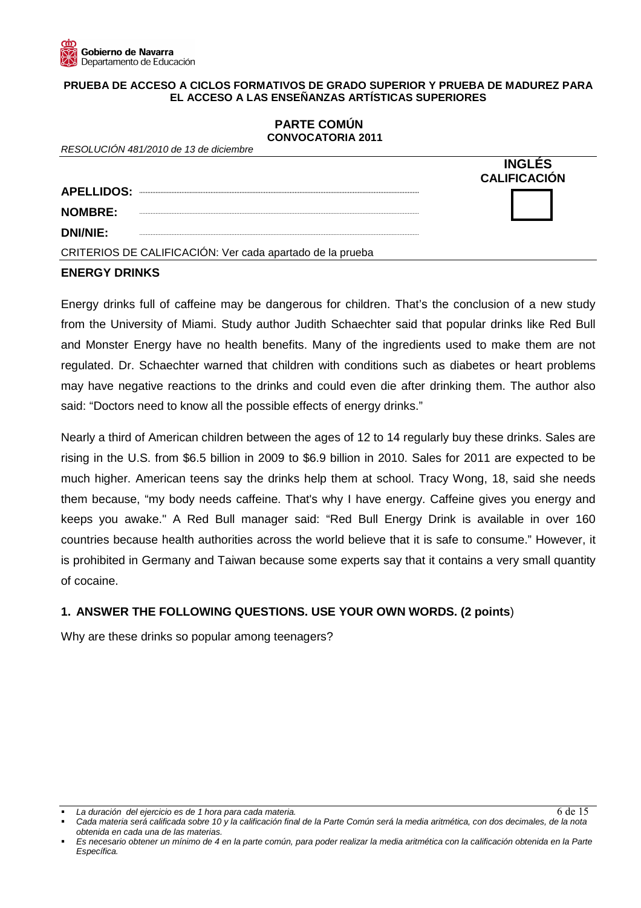Gobierno de Navarra
Departamento de Educación

**PRUEBA DE ACCESO A CICLOS FORMATIVOS DE GRADO SUPERIOR Y PRUEBA DE MADUREZ PARA EL ACCESO A LAS ENSEÑANZAS ARTÍSTICAS SUPERIORES**

**PARTE COMÚN**
**CONVOCATORIA 2011**

*RESOLUCIÓN 481/2010 de 13 de diciembre*

**INGLÉS**

**CALIFICACIÓN**

**APELLIDOS:**

**NOMBRE:**

**DNI/NIE:**

CRITERIOS DE CALIFICACIÓN: Ver cada apartado de la prueba

## ENERGY DRINKS

Energy drinks full of caffeine may be dangerous for children. That's the conclusion of a new study from the University of Miami. Study author Judith Schaechter said that popular drinks like Red Bull and Monster Energy have no health benefits. Many of the ingredients used to make them are not regulated. Dr. Schaechter warned that children with conditions such as diabetes or heart problems may have negative reactions to the drinks and could even die after drinking them. The author also said: "Doctors need to know all the possible effects of energy drinks."

Nearly a third of American children between the ages of 12 to 14 regularly buy these drinks. Sales are rising in the U.S. from $6.5 billion in 2009 to $6.9 billion in 2010. Sales for 2011 are expected to be much higher. American teens say the drinks help them at school. Tracy Wong, 18, said she needs them because, "my body needs caffeine. That's why I have energy. Caffeine gives you energy and keeps you awake." A Red Bull manager said: "Red Bull Energy Drink is available in over 160 countries because health authorities across the world believe that it is safe to consume." However, it is prohibited in Germany and Taiwan because some experts say that it contains a very small quantity of cocaine.

### 1. ANSWER THE FOLLOWING QUESTIONS. USE YOUR OWN WORDS. (2 points)

Why are these drinks so popular among teenagers?

- *La duración del ejercicio es de 1 hora para cada materia.*
- *Cada materia será calificada sobre 10 y la calificación final de la Parte Común será la media aritmética, con dos decimales, de la nota obtenida en cada una de las materias.*
- *Es necesario obtener un mínimo de 4 en la parte común, para poder realizar la media aritmética con la calificación obtenida en la Parte Específica.*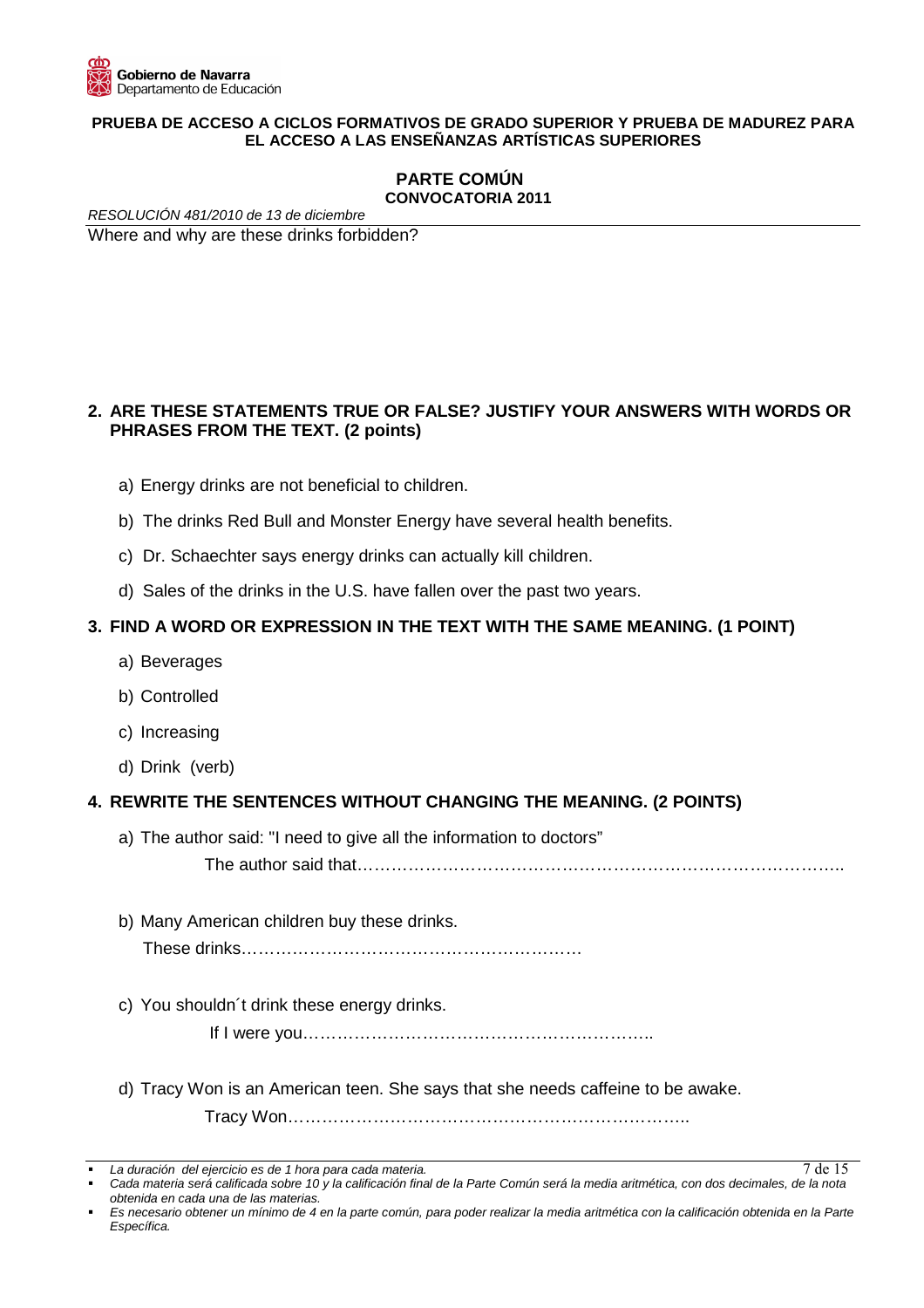Where and why are these drinks forbidden?

**2. ARE THESE STATEMENTS TRUE OR FALSE? JUSTIFY YOUR ANSWERS WITH WORDS OR PHRASES FROM THE TEXT. (2 points)**

a) Energy drinks are not beneficial to children.

b) The drinks Red Bull and Monster Energy have several health benefits.

c) Dr. Schaechter says energy drinks can actually kill children.

d) Sales of the drinks in the U.S. have fallen over the past two years.

**3. FIND A WORD OR EXPRESSION IN THE TEXT WITH THE SAME MEANING. (1 POINT)**

a) Beverages

b) Controlled

c) Increasing

d) Drink (verb)

**4. REWRITE THE SENTENCES WITHOUT CHANGING THE MEANING. (2 POINTS)**

a) The author said: "I need to give all the information to doctors"

The author said that…………………………………………………………………………..

b) Many American children buy these drinks.

These drinks……………………………………………………

c) You shouldn´t drink these energy drinks.

If I were you……………………………………………………..

d) Tracy Won is an American teen. She says that she needs caffeine to be awake.

Tracy Won……………………………………………………………..

- *La duración del ejercicio es de 1 hora para cada materia.*
- *Cada materia será calificada sobre 10 y la calificación final de la Parte Común será la media aritmética, con dos decimales, de la nota obtenida en cada una de las materias.*
- *Es necesario obtener un mínimo de 4 en la parte común, para poder realizar la media aritmética con la calificación obtenida en la Parte Específica.*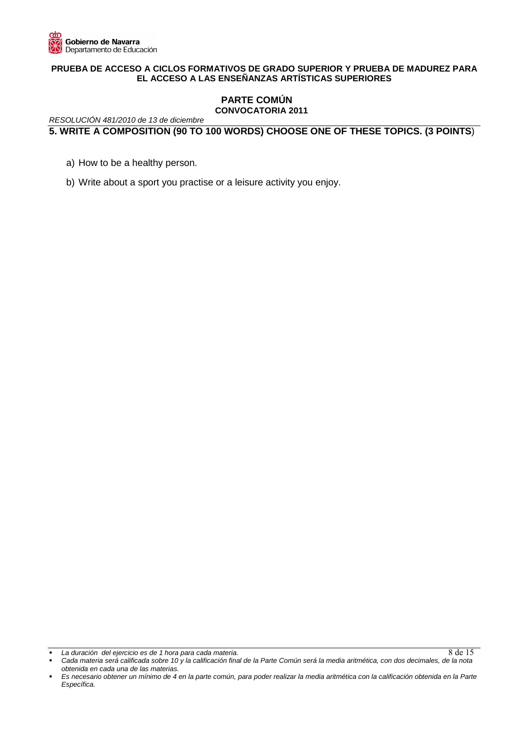**PRUEBA DE ACCESO A CICLOS FORMATIVOS DE GRADO SUPERIOR Y PRUEBA DE MADUREZ PARA EL ACCESO A LAS ENSEÑANZAS ARTÍSTICAS SUPERIORES**

**PARTE COMÚN**
**CONVOCATORIA 2011**

*RESOLUCIÓN 481/2010 de 13 de diciembre*

**5. WRITE A COMPOSITION (90 TO 100 WORDS) CHOOSE ONE OF THESE TOPICS. (3 POINTS)**

a) How to be a healthy person.

b) Write about a sport you practise or a leisure activity you enjoy.

- *La duración del ejercicio es de 1 hora para cada materia.*
- *Cada materia será calificada sobre 10 y la calificación final de la Parte Común será la media aritmética, con dos decimales, de la nota obtenida en cada una de las materias.*
- *Es necesario obtener un mínimo de 4 en la parte común, para poder realizar la media aritmética con la calificación obtenida en la Parte Específica.*